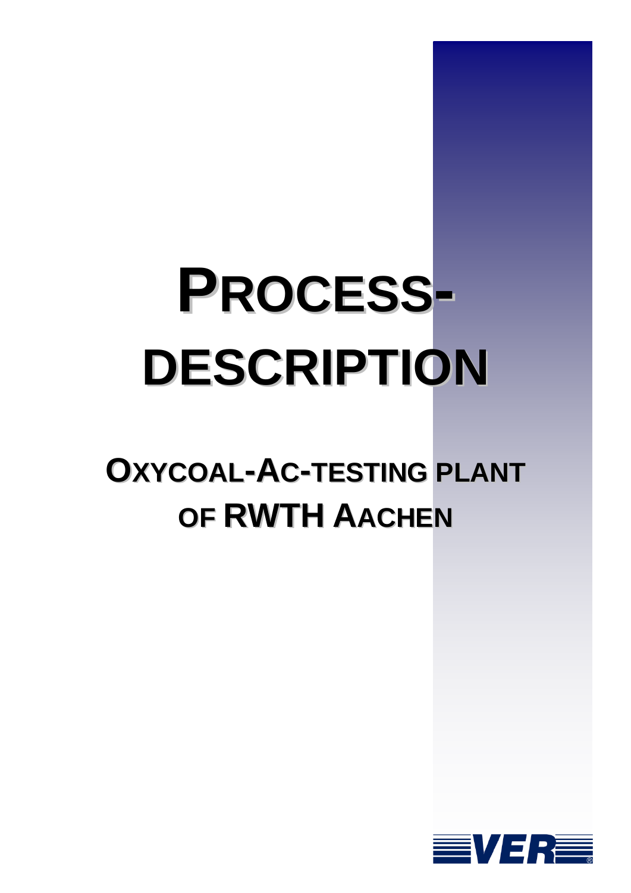# PROCESS-DESCRIPTION

## OXYCOAL-AC-TESTING PLANT OF RWTH AACHEN

VER®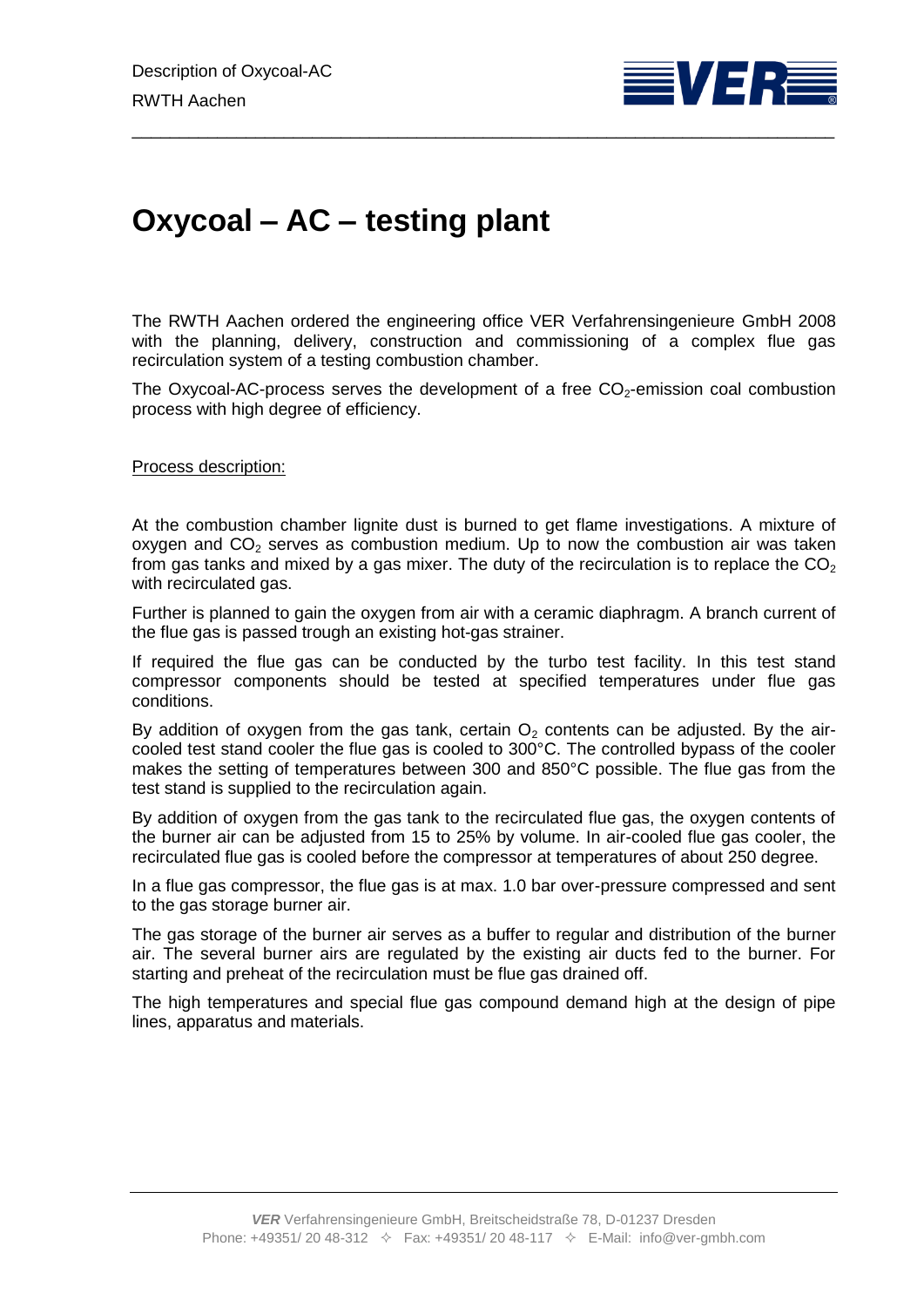# Oxycoal – AC – testing plant

The RWTH Aachen ordered the engineering office VER Verfahrensingenieure GmbH 2008 with the planning, delivery, construction and commissioning of a complex flue gas recirculation system of a testing combustion chamber.

The Oxycoal-AC-process serves the development of a free $CO_2$-emission coal combustion process with high degree of efficiency.

<u>Process description:</u>

At the combustion chamber lignite dust is burned to get flame investigations. A mixture of oxygen and $CO_2$ serves as combustion medium. Up to now the combustion air was taken from gas tanks and mixed by a gas mixer. The duty of the recirculation is to replace the $CO_2$ with recirculated gas.

Further is planned to gain the oxygen from air with a ceramic diaphragm. A branch current of the flue gas is passed trough an existing hot-gas strainer.

If required the flue gas can be conducted by the turbo test facility. In this test stand compressor components should be tested at specified temperatures under flue gas conditions.

By addition of oxygen from the gas tank, certain $O_2$ contents can be adjusted. By the air-cooled test stand cooler the flue gas is cooled to 300°C. The controlled bypass of the cooler makes the setting of temperatures between 300 and 850°C possible. The flue gas from the test stand is supplied to the recirculation again.

By addition of oxygen from the gas tank to the recirculated flue gas, the oxygen contents of the burner air can be adjusted from 15 to 25% by volume. In air-cooled flue gas cooler, the recirculated flue gas is cooled before the compressor at temperatures of about 250 degree.

In a flue gas compressor, the flue gas is at max. 1.0 bar over-pressure compressed and sent to the gas storage burner air.

The gas storage of the burner air serves as a buffer to regular and distribution of the burner air. The several burner airs are regulated by the existing air ducts fed to the burner. For starting and preheat of the recirculation must be flue gas drained off.

The high temperatures and special flue gas compound demand high at the design of pipe lines, apparatus and materials.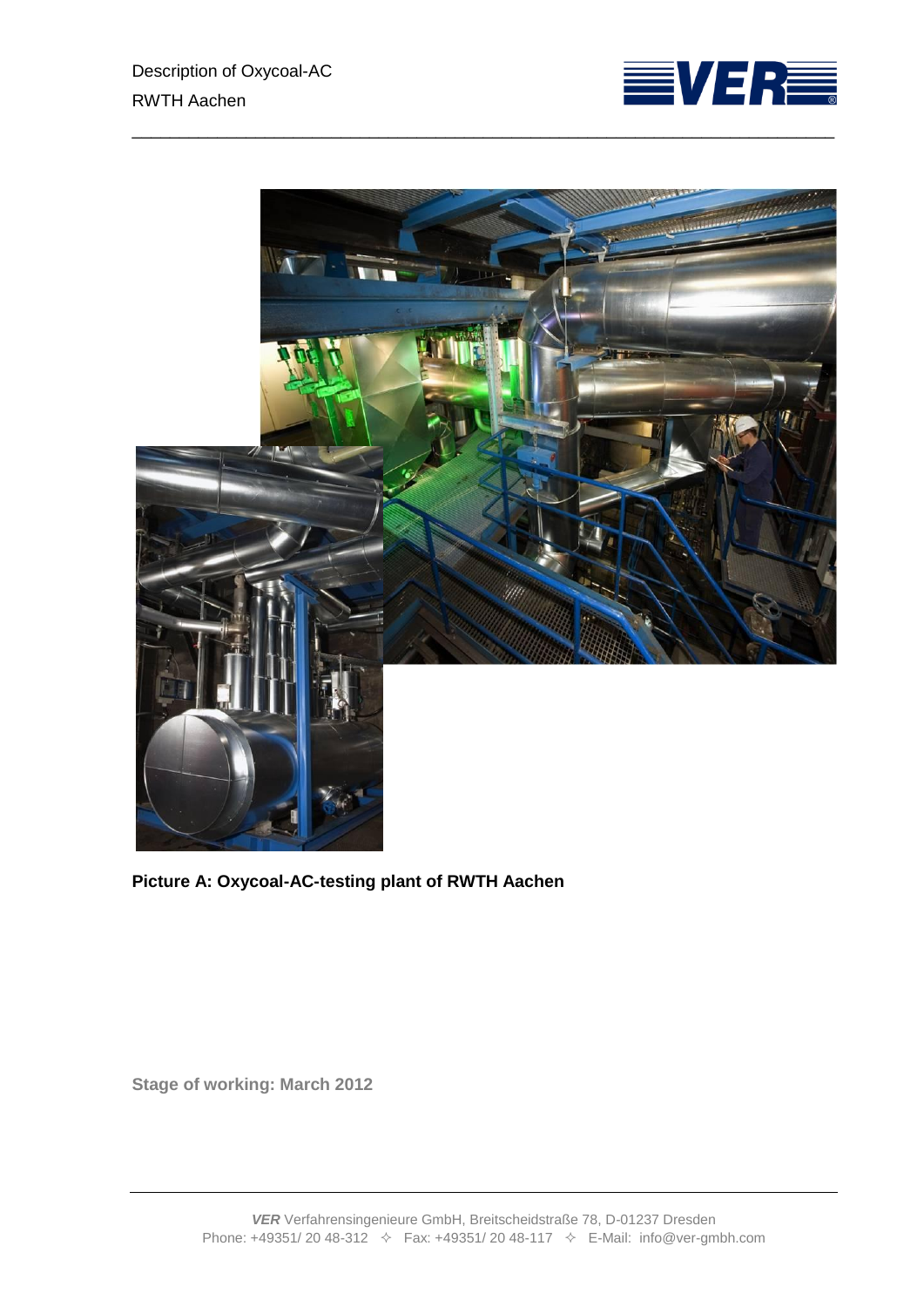**Picture A: Oxycoal-AC-testing plant of RWTH Aachen**

**Stage of working: March 2012**